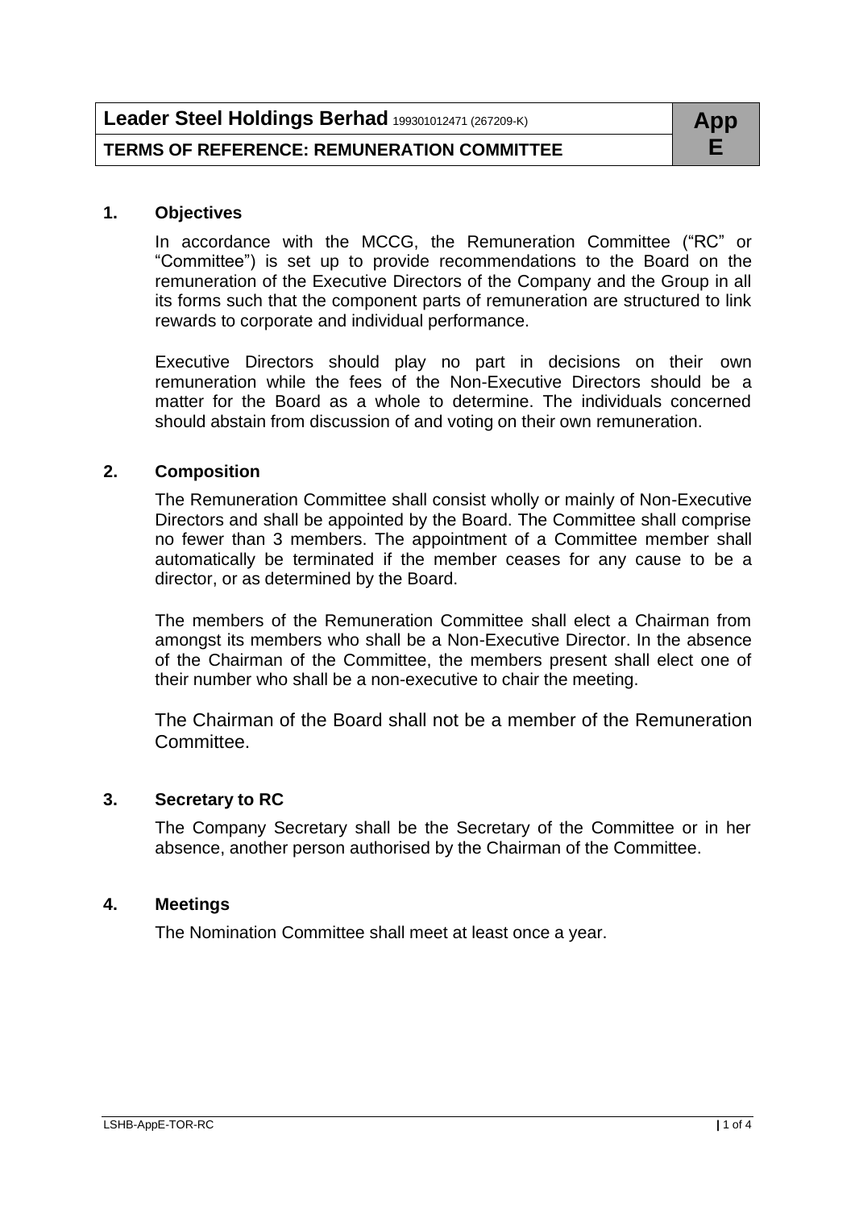| Leader Steel Holdings Berhad 199301012471 (267209-K) | App E |
| --- | --- |
| TERMS OF REFERENCE: REMUNERATION COMMITTEE | |

## 1. Objectives

In accordance with the MCCG, the Remuneration Committee ("RC" or "Committee") is set up to provide recommendations to the Board on the remuneration of the Executive Directors of the Company and the Group in all its forms such that the component parts of remuneration are structured to link rewards to corporate and individual performance.

Executive Directors should play no part in decisions on their own remuneration while the fees of the Non-Executive Directors should be a matter for the Board as a whole to determine. The individuals concerned should abstain from discussion of and voting on their own remuneration.

## 2. Composition

The Remuneration Committee shall consist wholly or mainly of Non-Executive Directors and shall be appointed by the Board. The Committee shall comprise no fewer than 3 members. The appointment of a Committee member shall automatically be terminated if the member ceases for any cause to be a director, or as determined by the Board.

The members of the Remuneration Committee shall elect a Chairman from amongst its members who shall be a Non-Executive Director. In the absence of the Chairman of the Committee, the members present shall elect one of their number who shall be a non-executive to chair the meeting.

The Chairman of the Board shall not be a member of the Remuneration Committee.

## 3. Secretary to RC

The Company Secretary shall be the Secretary of the Committee or in her absence, another person authorised by the Chairman of the Committee.

## 4. Meetings

The Nomination Committee shall meet at least once a year.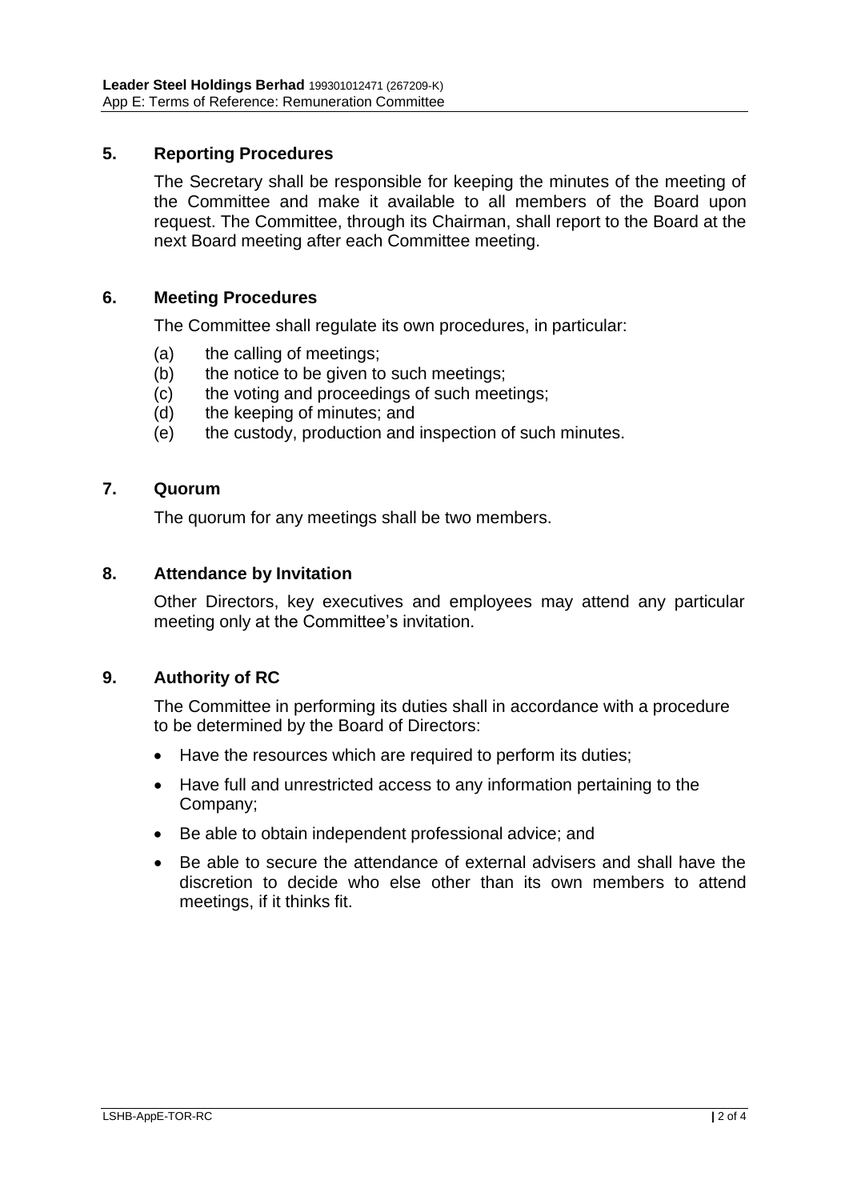## 5. Reporting Procedures

The Secretary shall be responsible for keeping the minutes of the meeting of the Committee and make it available to all members of the Board upon request. The Committee, through its Chairman, shall report to the Board at the next Board meeting after each Committee meeting.

## 6. Meeting Procedures

The Committee shall regulate its own procedures, in particular:

(a) the calling of meetings;
(b) the notice to be given to such meetings;
(c) the voting and proceedings of such meetings;
(d) the keeping of minutes; and
(e) the custody, production and inspection of such minutes.

## 7. Quorum

The quorum for any meetings shall be two members.

## 8. Attendance by Invitation

Other Directors, key executives and employees may attend any particular meeting only at the Committee's invitation.

## 9. Authority of RC

The Committee in performing its duties shall in accordance with a procedure to be determined by the Board of Directors:

- Have the resources which are required to perform its duties;
- Have full and unrestricted access to any information pertaining to the Company;
- Be able to obtain independent professional advice; and
- Be able to secure the attendance of external advisers and shall have the discretion to decide who else other than its own members to attend meetings, if it thinks fit.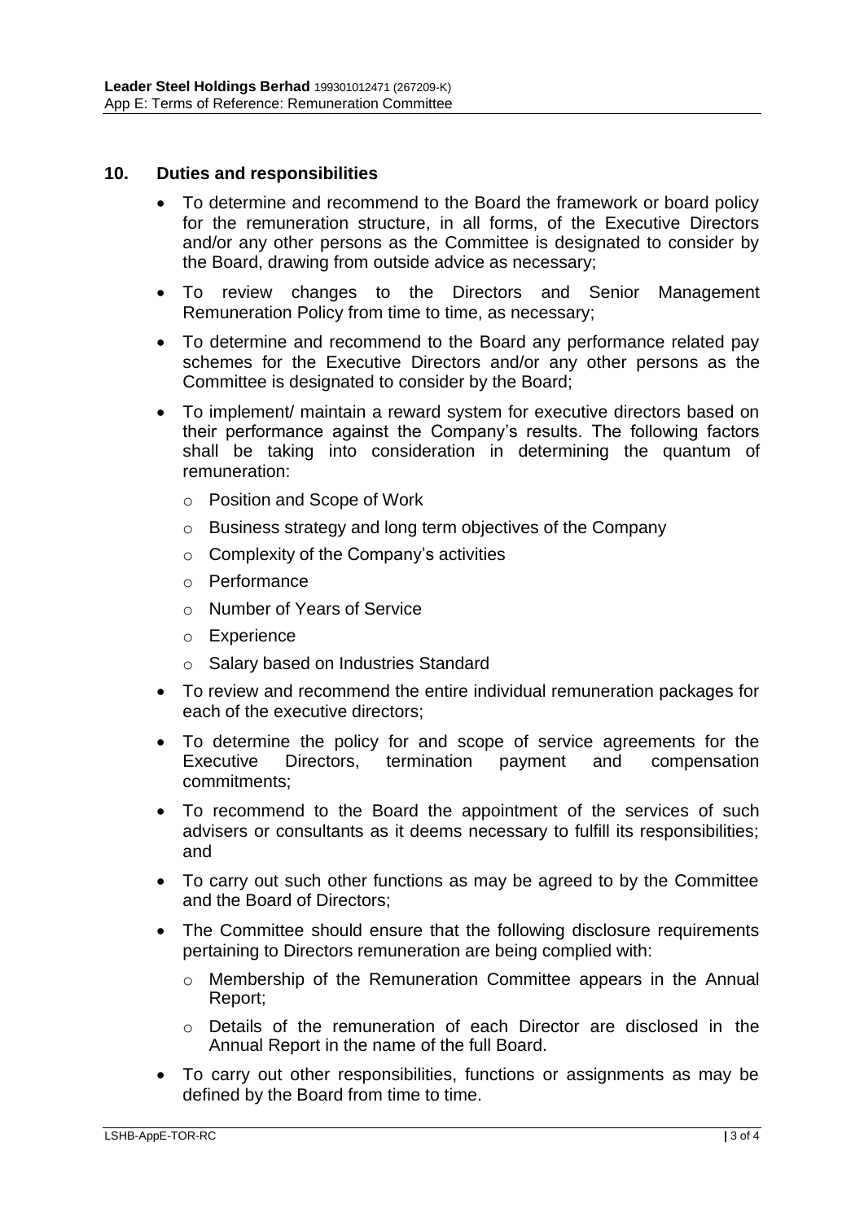## 10. Duties and responsibilities

- To determine and recommend to the Board the framework or board policy for the remuneration structure, in all forms, of the Executive Directors and/or any other persons as the Committee is designated to consider by the Board, drawing from outside advice as necessary;
- To review changes to the Directors and Senior Management Remuneration Policy from time to time, as necessary;
- To determine and recommend to the Board any performance related pay schemes for the Executive Directors and/or any other persons as the Committee is designated to consider by the Board;
- To implement/ maintain a reward system for executive directors based on their performance against the Company's results. The following factors shall be taking into consideration in determining the quantum of remuneration:
  - Position and Scope of Work
  - Business strategy and long term objectives of the Company
  - Complexity of the Company's activities
  - Performance
  - Number of Years of Service
  - Experience
  - Salary based on Industries Standard
- To review and recommend the entire individual remuneration packages for each of the executive directors;
- To determine the policy for and scope of service agreements for the Executive Directors, termination payment and compensation commitments;
- To recommend to the Board the appointment of the services of such advisers or consultants as it deems necessary to fulfill its responsibilities; and
- To carry out such other functions as may be agreed to by the Committee and the Board of Directors;
- The Committee should ensure that the following disclosure requirements pertaining to Directors remuneration are being complied with:
  - Membership of the Remuneration Committee appears in the Annual Report;
  - Details of the remuneration of each Director are disclosed in the Annual Report in the name of the full Board.
- To carry out other responsibilities, functions or assignments as may be defined by the Board from time to time.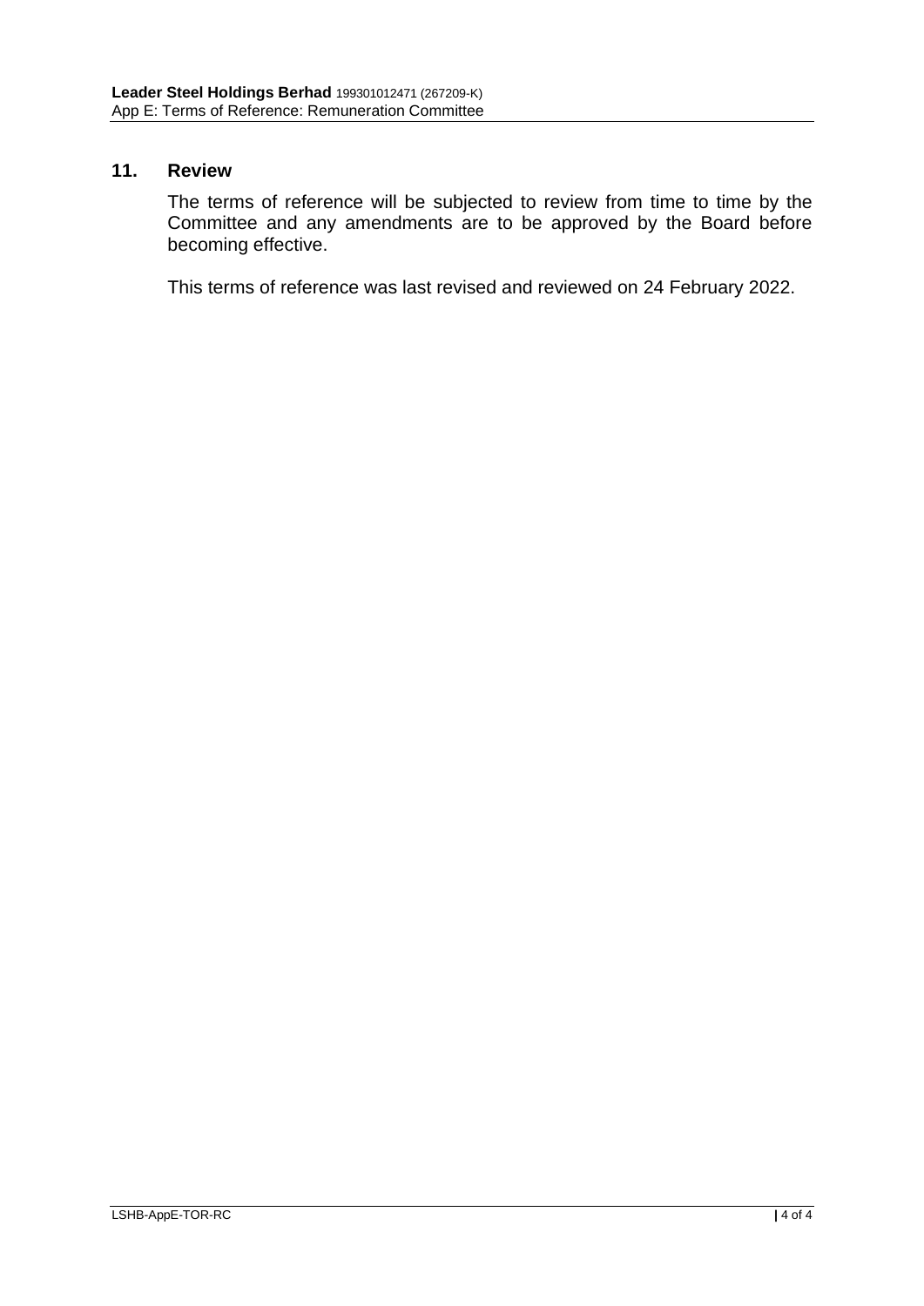## 11. Review

The terms of reference will be subjected to review from time to time by the Committee and any amendments are to be approved by the Board before becoming effective.

This terms of reference was last revised and reviewed on 24 February 2022.